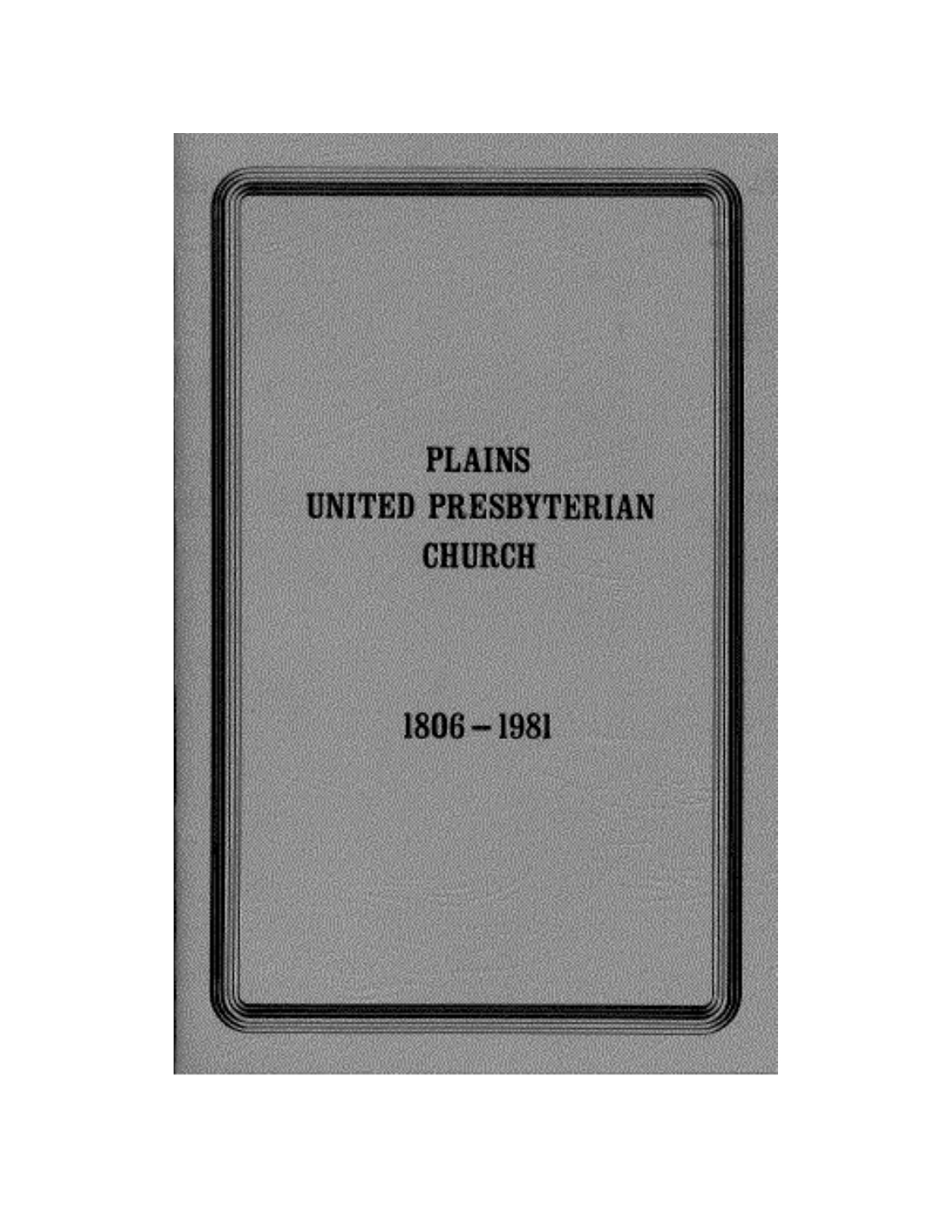# PLAINS UNITED PRESBYTERIAN CHURCH

1806 – 1981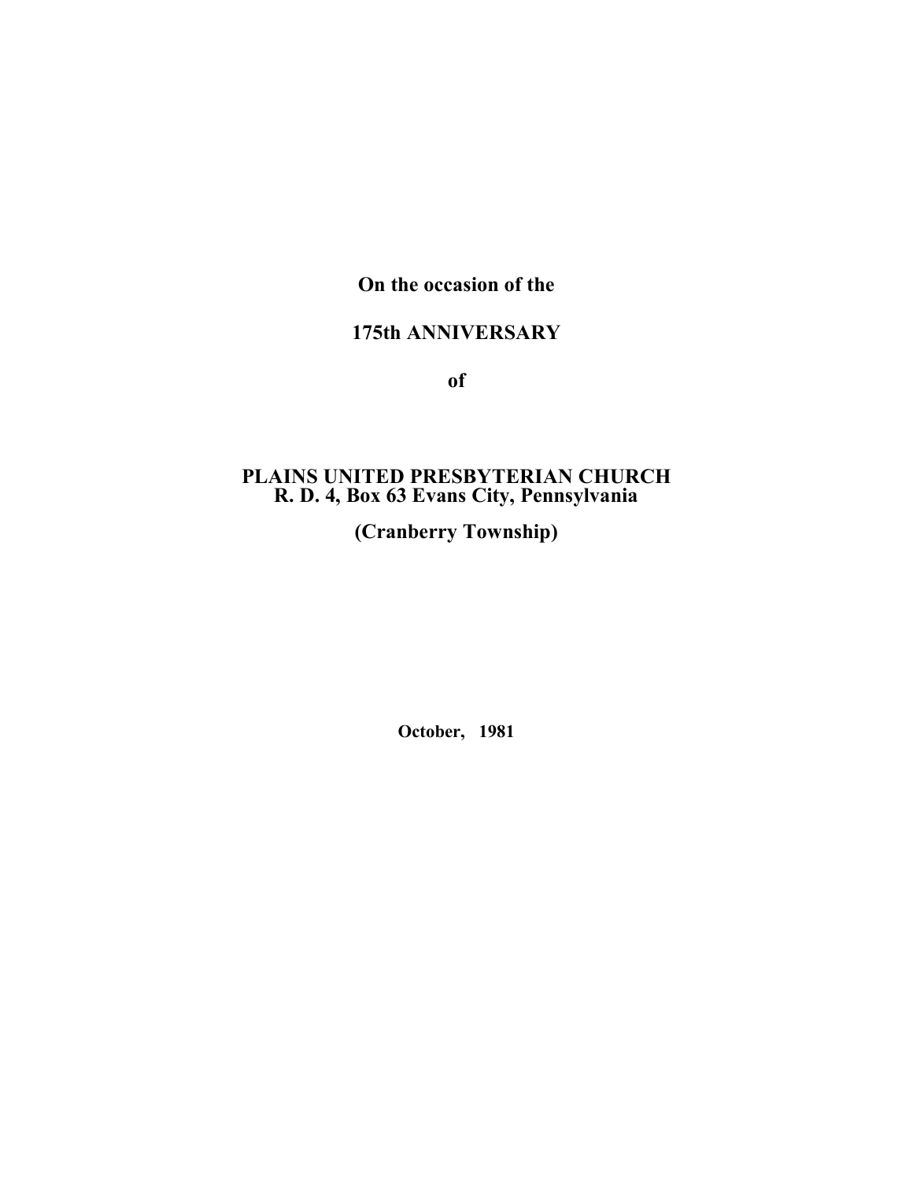**On the occasion of the**

**175th ANNIVERSARY**

**of**

**PLAINS UNITED PRESBYTERIAN CHURCH**
**R. D. 4, Box 63 Evans City, Pennsylvania**

**(Cranberry Township)**

**October, 1981**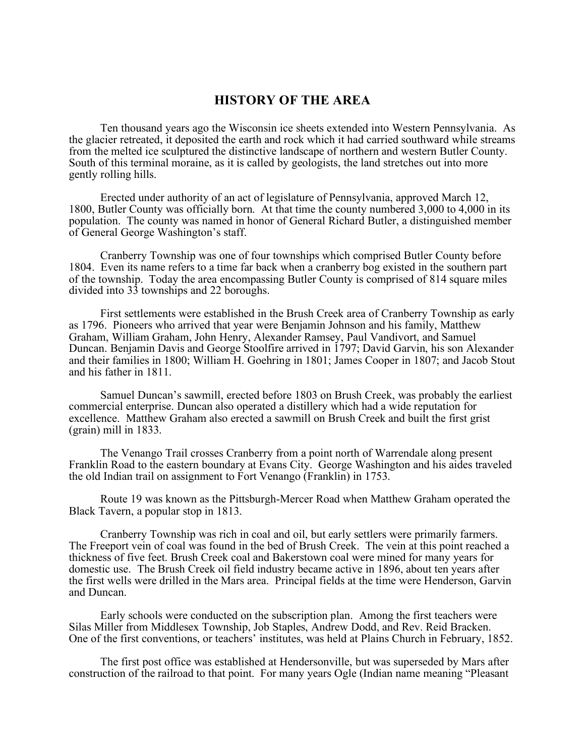# HISTORY OF THE AREA

Ten thousand years ago the Wisconsin ice sheets extended into Western Pennsylvania. As the glacier retreated, it deposited the earth and rock which it had carried southward while streams from the melted ice sculptured the distinctive landscape of northern and western Butler County. South of this terminal moraine, as it is called by geologists, the land stretches out into more gently rolling hills.

Erected under authority of an act of legislature of Pennsylvania, approved March 12, 1800, Butler County was officially born. At that time the county numbered 3,000 to 4,000 in its population. The county was named in honor of General Richard Butler, a distinguished member of General George Washington's staff.

Cranberry Township was one of four townships which comprised Butler County before 1804. Even its name refers to a time far back when a cranberry bog existed in the southern part of the township. Today the area encompassing Butler County is comprised of 814 square miles divided into 33 townships and 22 boroughs.

First settlements were established in the Brush Creek area of Cranberry Township as early as 1796. Pioneers who arrived that year were Benjamin Johnson and his family, Matthew Graham, William Graham, John Henry, Alexander Ramsey, Paul Vandivort, and Samuel Duncan. Benjamin Davis and George Stoolfire arrived in 1797; David Garvin, his son Alexander and their families in 1800; William H. Goehring in 1801; James Cooper in 1807; and Jacob Stout and his father in 1811.

Samuel Duncan's sawmill, erected before 1803 on Brush Creek, was probably the earliest commercial enterprise. Duncan also operated a distillery which had a wide reputation for excellence. Matthew Graham also erected a sawmill on Brush Creek and built the first grist (grain) mill in 1833.

The Venango Trail crosses Cranberry from a point north of Warrendale along present Franklin Road to the eastern boundary at Evans City. George Washington and his aides traveled the old Indian trail on assignment to Fort Venango (Franklin) in 1753.

Route 19 was known as the Pittsburgh-Mercer Road when Matthew Graham operated the Black Tavern, a popular stop in 1813.

Cranberry Township was rich in coal and oil, but early settlers were primarily farmers. The Freeport vein of coal was found in the bed of Brush Creek. The vein at this point reached a thickness of five feet. Brush Creek coal and Bakerstown coal were mined for many years for domestic use. The Brush Creek oil field industry became active in 1896, about ten years after the first wells were drilled in the Mars area. Principal fields at the time were Henderson, Garvin and Duncan.

Early schools were conducted on the subscription plan. Among the first teachers were Silas Miller from Middlesex Township, Job Staples, Andrew Dodd, and Rev. Reid Bracken. One of the first conventions, or teachers' institutes, was held at Plains Church in February, 1852.

The first post office was established at Hendersonville, but was superseded by Mars after construction of the railroad to that point. For many years Ogle (Indian name meaning "Pleasant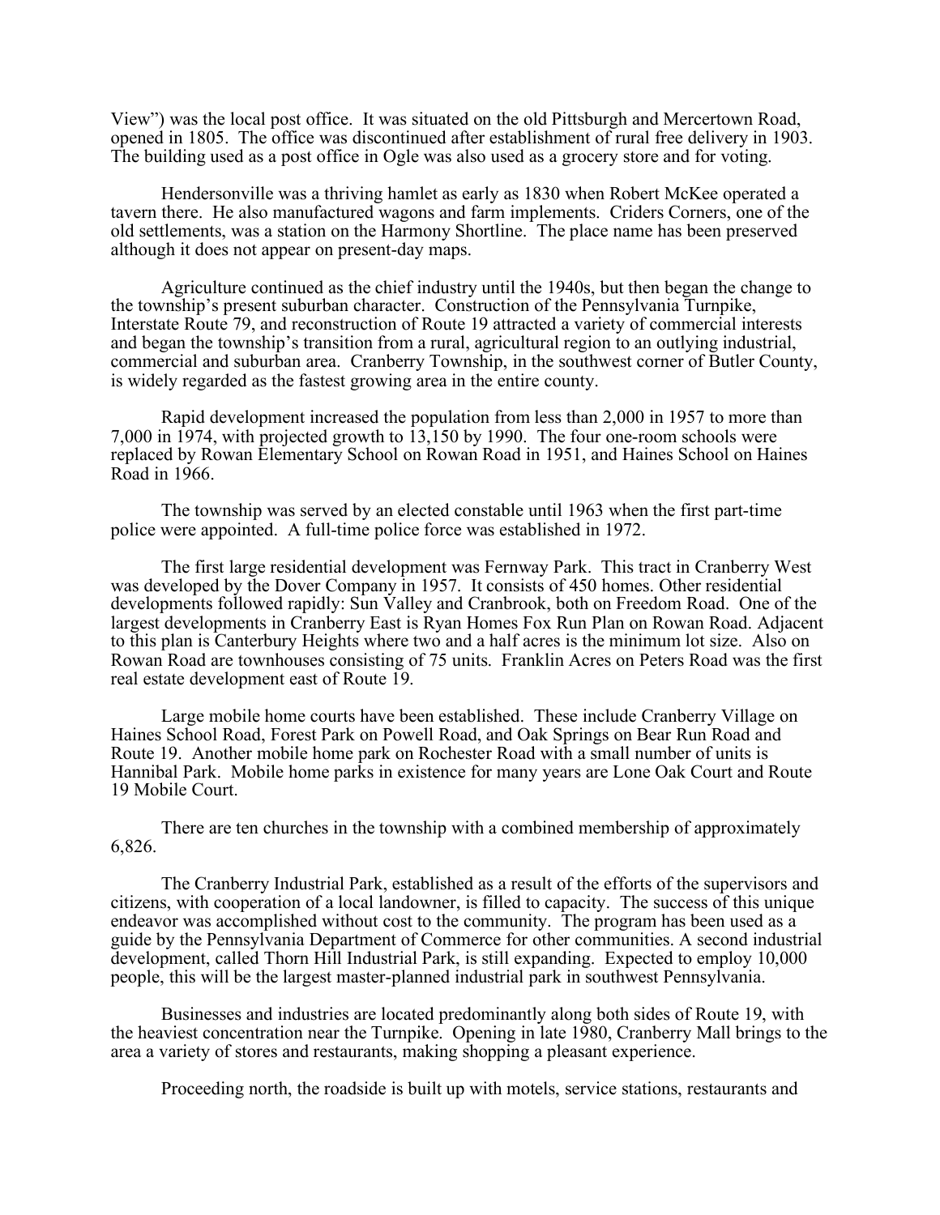View") was the local post office. It was situated on the old Pittsburgh and Mercertown Road, opened in 1805. The office was discontinued after establishment of rural free delivery in 1903. The building used as a post office in Ogle was also used as a grocery store and for voting.

Hendersonville was a thriving hamlet as early as 1830 when Robert McKee operated a tavern there. He also manufactured wagons and farm implements. Criders Corners, one of the old settlements, was a station on the Harmony Shortline. The place name has been preserved although it does not appear on present-day maps.

Agriculture continued as the chief industry until the 1940s, but then began the change to the township's present suburban character. Construction of the Pennsylvania Turnpike, Interstate Route 79, and reconstruction of Route 19 attracted a variety of commercial interests and began the township's transition from a rural, agricultural region to an outlying industrial, commercial and suburban area. Cranberry Township, in the southwest corner of Butler County, is widely regarded as the fastest growing area in the entire county.

Rapid development increased the population from less than 2,000 in 1957 to more than 7,000 in 1974, with projected growth to 13,150 by 1990. The four one-room schools were replaced by Rowan Elementary School on Rowan Road in 1951, and Haines School on Haines Road in 1966.

The township was served by an elected constable until 1963 when the first part-time police were appointed. A full-time police force was established in 1972.

The first large residential development was Fernway Park. This tract in Cranberry West was developed by the Dover Company in 1957. It consists of 450 homes. Other residential developments followed rapidly: Sun Valley and Cranbrook, both on Freedom Road. One of the largest developments in Cranberry East is Ryan Homes Fox Run Plan on Rowan Road. Adjacent to this plan is Canterbury Heights where two and a half acres is the minimum lot size. Also on Rowan Road are townhouses consisting of 75 units. Franklin Acres on Peters Road was the first real estate development east of Route 19.

Large mobile home courts have been established. These include Cranberry Village on Haines School Road, Forest Park on Powell Road, and Oak Springs on Bear Run Road and Route 19. Another mobile home park on Rochester Road with a small number of units is Hannibal Park. Mobile home parks in existence for many years are Lone Oak Court and Route 19 Mobile Court.

There are ten churches in the township with a combined membership of approximately 6,826.

The Cranberry Industrial Park, established as a result of the efforts of the supervisors and citizens, with cooperation of a local landowner, is filled to capacity. The success of this unique endeavor was accomplished without cost to the community. The program has been used as a guide by the Pennsylvania Department of Commerce for other communities. A second industrial development, called Thorn Hill Industrial Park, is still expanding. Expected to employ 10,000 people, this will be the largest master-planned industrial park in southwest Pennsylvania.

Businesses and industries are located predominantly along both sides of Route 19, with the heaviest concentration near the Turnpike. Opening in late 1980, Cranberry Mall brings to the area a variety of stores and restaurants, making shopping a pleasant experience.

Proceeding north, the roadside is built up with motels, service stations, restaurants and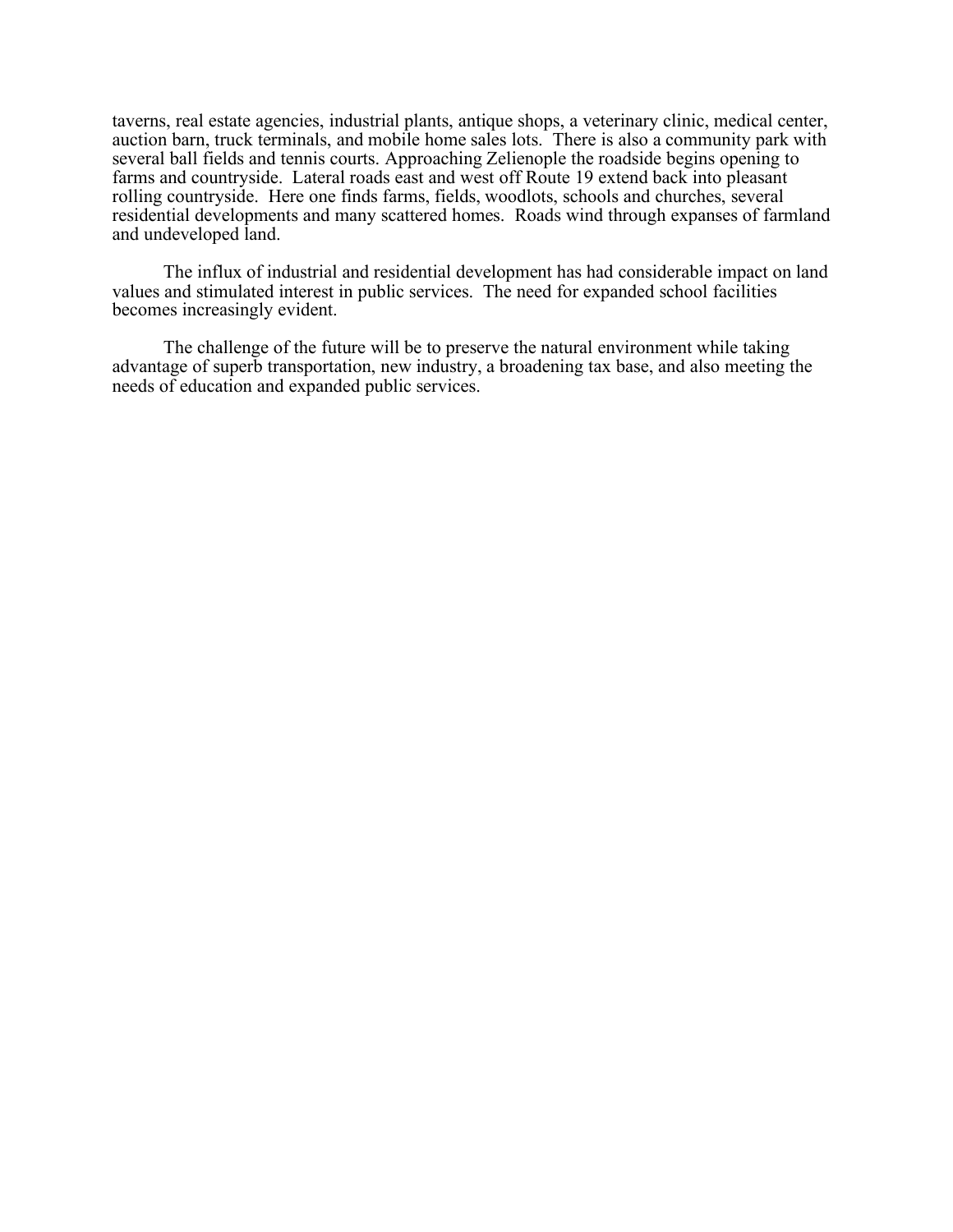taverns, real estate agencies, industrial plants, antique shops, a veterinary clinic, medical center, auction barn, truck terminals, and mobile home sales lots. There is also a community park with several ball fields and tennis courts. Approaching Zelienople the roadside begins opening to farms and countryside. Lateral roads east and west off Route 19 extend back into pleasant rolling countryside. Here one finds farms, fields, woodlots, schools and churches, several residential developments and many scattered homes. Roads wind through expanses of farmland and undeveloped land.

The influx of industrial and residential development has had considerable impact on land values and stimulated interest in public services. The need for expanded school facilities becomes increasingly evident.

The challenge of the future will be to preserve the natural environment while taking advantage of superb transportation, new industry, a broadening tax base, and also meeting the needs of education and expanded public services.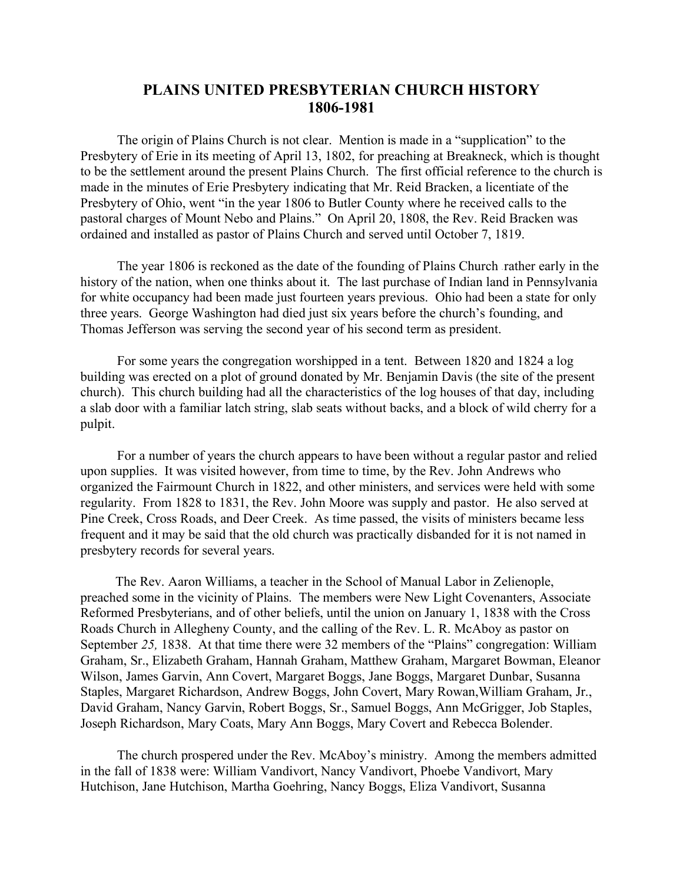# PLAINS UNITED PRESBYTERIAN CHURCH HISTORY
# 1806-1981

The origin of Plains Church is not clear. Mention is made in a "supplication" to the Presbytery of Erie in its meeting of April 13, 1802, for preaching at Breakneck, which is thought to be the settlement around the present Plains Church. The first official reference to the church is made in the minutes of Erie Presbytery indicating that Mr. Reid Bracken, a licentiate of the Presbytery of Ohio, went "in the year 1806 to Butler County where he received calls to the pastoral charges of Mount Nebo and Plains." On April 20, 1808, the Rev. Reid Bracken was ordained and installed as pastor of Plains Church and served until October 7, 1819.

The year 1806 is reckoned as the date of the founding of Plains Church rather early in the history of the nation, when one thinks about it. The last purchase of Indian land in Pennsylvania for white occupancy had been made just fourteen years previous. Ohio had been a state for only three years. George Washington had died just six years before the church's founding, and Thomas Jefferson was serving the second year of his second term as president.

For some years the congregation worshipped in a tent. Between 1820 and 1824 a log building was erected on a plot of ground donated by Mr. Benjamin Davis (the site of the present church). This church building had all the characteristics of the log houses of that day, including a slab door with a familiar latch string, slab seats without backs, and a block of wild cherry for a pulpit.

For a number of years the church appears to have been without a regular pastor and relied upon supplies. It was visited however, from time to time, by the Rev. John Andrews who organized the Fairmount Church in 1822, and other ministers, and services were held with some regularity. From 1828 to 1831, the Rev. John Moore was supply and pastor. He also served at Pine Creek, Cross Roads, and Deer Creek. As time passed, the visits of ministers became less frequent and it may be said that the old church was practically disbanded for it is not named in presbytery records for several years.

The Rev. Aaron Williams, a teacher in the School of Manual Labor in Zelienople, preached some in the vicinity of Plains. The members were New Light Covenanters, Associate Reformed Presbyterians, and of other beliefs, until the union on January 1, 1838 with the Cross Roads Church in Allegheny County, and the calling of the Rev. L. R. McAboy as pastor on September *25,* 1838. At that time there were 32 members of the "Plains" congregation: William Graham, Sr., Elizabeth Graham, Hannah Graham, Matthew Graham, Margaret Bowman, Eleanor Wilson, James Garvin, Ann Covert, Margaret Boggs, Jane Boggs, Margaret Dunbar, Susanna Staples, Margaret Richardson, Andrew Boggs, John Covert, Mary Rowan,William Graham, Jr., David Graham, Nancy Garvin, Robert Boggs, Sr., Samuel Boggs, Ann McGrigger, Job Staples, Joseph Richardson, Mary Coats, Mary Ann Boggs, Mary Covert and Rebecca Bolender.

The church prospered under the Rev. McAboy's ministry. Among the members admitted in the fall of 1838 were: William Vandivort, Nancy Vandivort, Phoebe Vandivort, Mary Hutchison, Jane Hutchison, Martha Goehring, Nancy Boggs, Eliza Vandivort, Susanna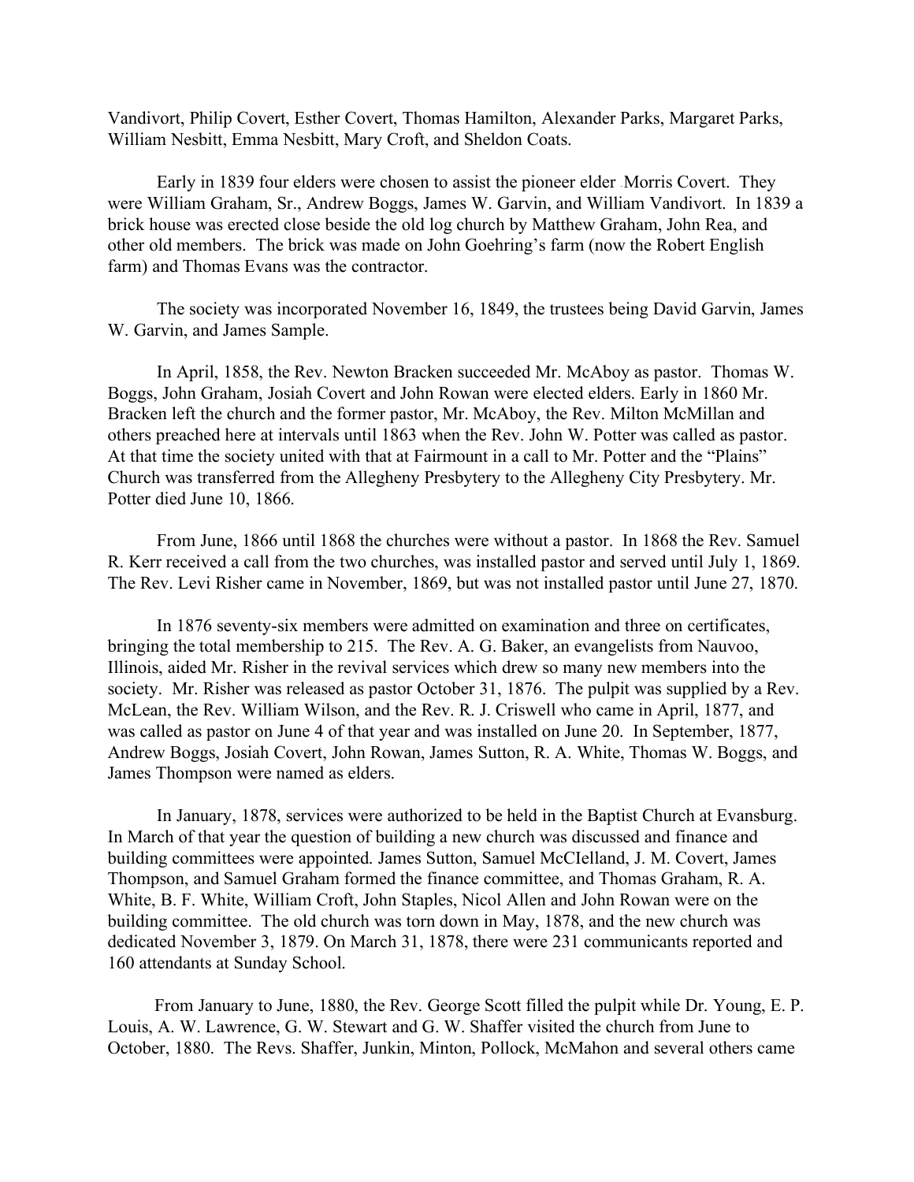Vandivort, Philip Covert, Esther Covert, Thomas Hamilton, Alexander Parks, Margaret Parks, William Nesbitt, Emma Nesbitt, Mary Croft, and Sheldon Coats.

Early in 1839 four elders were chosen to assist the pioneer elder Morris Covert. They were William Graham, Sr., Andrew Boggs, James W. Garvin, and William Vandivort. In 1839 a brick house was erected close beside the old log church by Matthew Graham, John Rea, and other old members. The brick was made on John Goehring's farm (now the Robert English farm) and Thomas Evans was the contractor.

The society was incorporated November 16, 1849, the trustees being David Garvin, James W. Garvin, and James Sample.

In April, 1858, the Rev. Newton Bracken succeeded Mr. McAboy as pastor. Thomas W. Boggs, John Graham, Josiah Covert and John Rowan were elected elders. Early in 1860 Mr. Bracken left the church and the former pastor, Mr. McAboy, the Rev. Milton McMillan and others preached here at intervals until 1863 when the Rev. John W. Potter was called as pastor. At that time the society united with that at Fairmount in a call to Mr. Potter and the "Plains" Church was transferred from the Allegheny Presbytery to the Allegheny City Presbytery. Mr. Potter died June 10, 1866.

From June, 1866 until 1868 the churches were without a pastor. In 1868 the Rev. Samuel R. Kerr received a call from the two churches, was installed pastor and served until July 1, 1869. The Rev. Levi Risher came in November, 1869, but was not installed pastor until June 27, 1870.

In 1876 seventy-six members were admitted on examination and three on certificates, bringing the total membership to 215. The Rev. A. G. Baker, an evangelists from Nauvoo, Illinois, aided Mr. Risher in the revival services which drew so many new members into the society. Mr. Risher was released as pastor October 31, 1876. The pulpit was supplied by a Rev. McLean, the Rev. William Wilson, and the Rev. R. J. Criswell who came in April, 1877, and was called as pastor on June 4 of that year and was installed on June 20. In September, 1877, Andrew Boggs, Josiah Covert, John Rowan, James Sutton, R. A. White, Thomas W. Boggs, and James Thompson were named as elders.

In January, 1878, services were authorized to be held in the Baptist Church at Evansburg. In March of that year the question of building a new church was discussed and finance and building committees were appointed. James Sutton, Samuel McClelland, J. M. Covert, James Thompson, and Samuel Graham formed the finance committee, and Thomas Graham, R. A. White, B. F. White, William Croft, John Staples, Nicol Allen and John Rowan were on the building committee. The old church was torn down in May, 1878, and the new church was dedicated November 3, 1879. On March 31, 1878, there were 231 communicants reported and 160 attendants at Sunday School.

From January to June, 1880, the Rev. George Scott filled the pulpit while Dr. Young, E. P. Louis, A. W. Lawrence, G. W. Stewart and G. W. Shaffer visited the church from June to October, 1880. The Revs. Shaffer, Junkin, Minton, Pollock, McMahon and several others came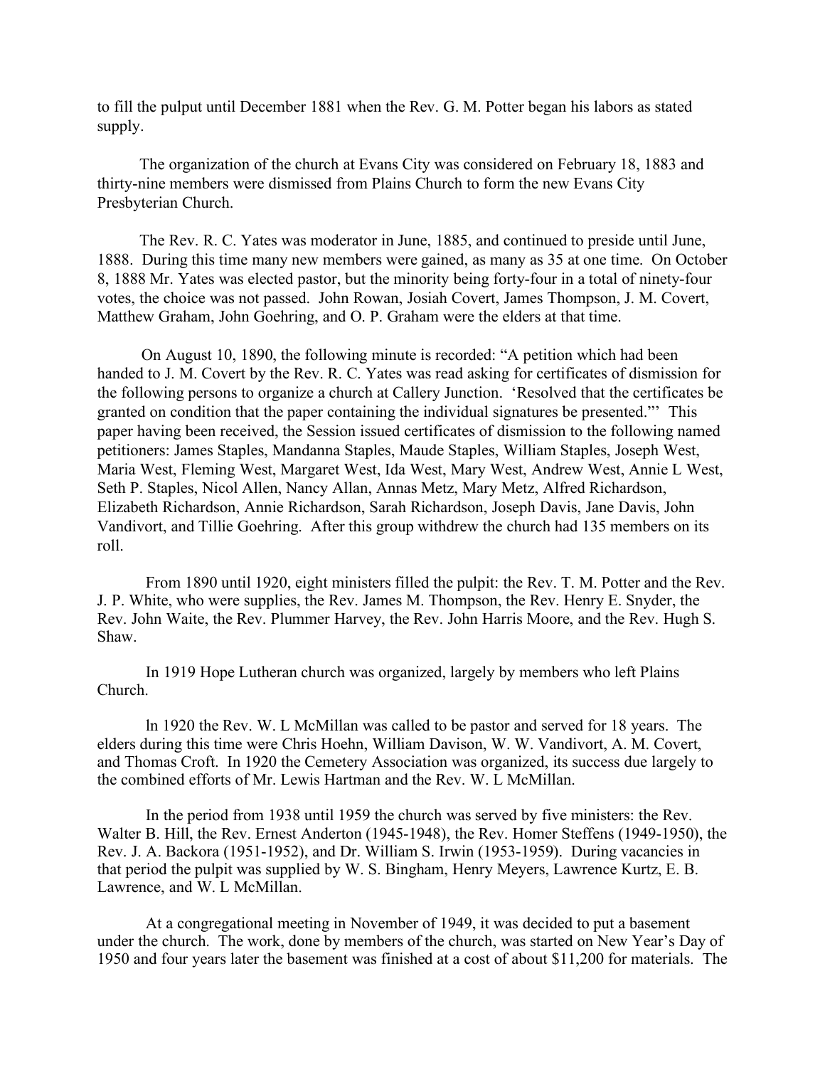to fill the pulput until December 1881 when the Rev. G. M. Potter began his labors as stated supply.

The organization of the church at Evans City was considered on February 18, 1883 and thirty-nine members were dismissed from Plains Church to form the new Evans City Presbyterian Church.

The Rev. R. C. Yates was moderator in June, 1885, and continued to preside until June, 1888. During this time many new members were gained, as many as 35 at one time. On October 8, 1888 Mr. Yates was elected pastor, but the minority being forty-four in a total of ninety-four votes, the choice was not passed. John Rowan, Josiah Covert, James Thompson, J. M. Covert, Matthew Graham, John Goehring, and O. P. Graham were the elders at that time.

On August 10, 1890, the following minute is recorded: "A petition which had been handed to J. M. Covert by the Rev. R. C. Yates was read asking for certificates of dismission for the following persons to organize a church at Callery Junction. 'Resolved that the certificates be granted on condition that the paper containing the individual signatures be presented."' This paper having been received, the Session issued certificates of dismission to the following named petitioners: James Staples, Mandanna Staples, Maude Staples, William Staples, Joseph West, Maria West, Fleming West, Margaret West, Ida West, Mary West, Andrew West, Annie L West, Seth P. Staples, Nicol Allen, Nancy Allan, Annas Metz, Mary Metz, Alfred Richardson, Elizabeth Richardson, Annie Richardson, Sarah Richardson, Joseph Davis, Jane Davis, John Vandivort, and Tillie Goehring. After this group withdrew the church had 135 members on its roll.

From 1890 until 1920, eight ministers filled the pulpit: the Rev. T. M. Potter and the Rev. J. P. White, who were supplies, the Rev. James M. Thompson, the Rev. Henry E. Snyder, the Rev. John Waite, the Rev. Plummer Harvey, the Rev. John Harris Moore, and the Rev. Hugh S. Shaw.

In 1919 Hope Lutheran church was organized, largely by members who left Plains Church.

ln 1920 the Rev. W. L McMillan was called to be pastor and served for 18 years. The elders during this time were Chris Hoehn, William Davison, W. W. Vandivort, A. M. Covert, and Thomas Croft. In 1920 the Cemetery Association was organized, its success due largely to the combined efforts of Mr. Lewis Hartman and the Rev. W. L McMillan.

In the period from 1938 until 1959 the church was served by five ministers: the Rev. Walter B. Hill, the Rev. Ernest Anderton (1945-1948), the Rev. Homer Steffens (1949-1950), the Rev. J. A. Backora (1951-1952), and Dr. William S. Irwin (1953-1959). During vacancies in that period the pulpit was supplied by W. S. Bingham, Henry Meyers, Lawrence Kurtz, E. B. Lawrence, and W. L McMillan.

At a congregational meeting in November of 1949, it was decided to put a basement under the church. The work, done by members of the church, was started on New Year's Day of 1950 and four years later the basement was finished at a cost of about $11,200 for materials. The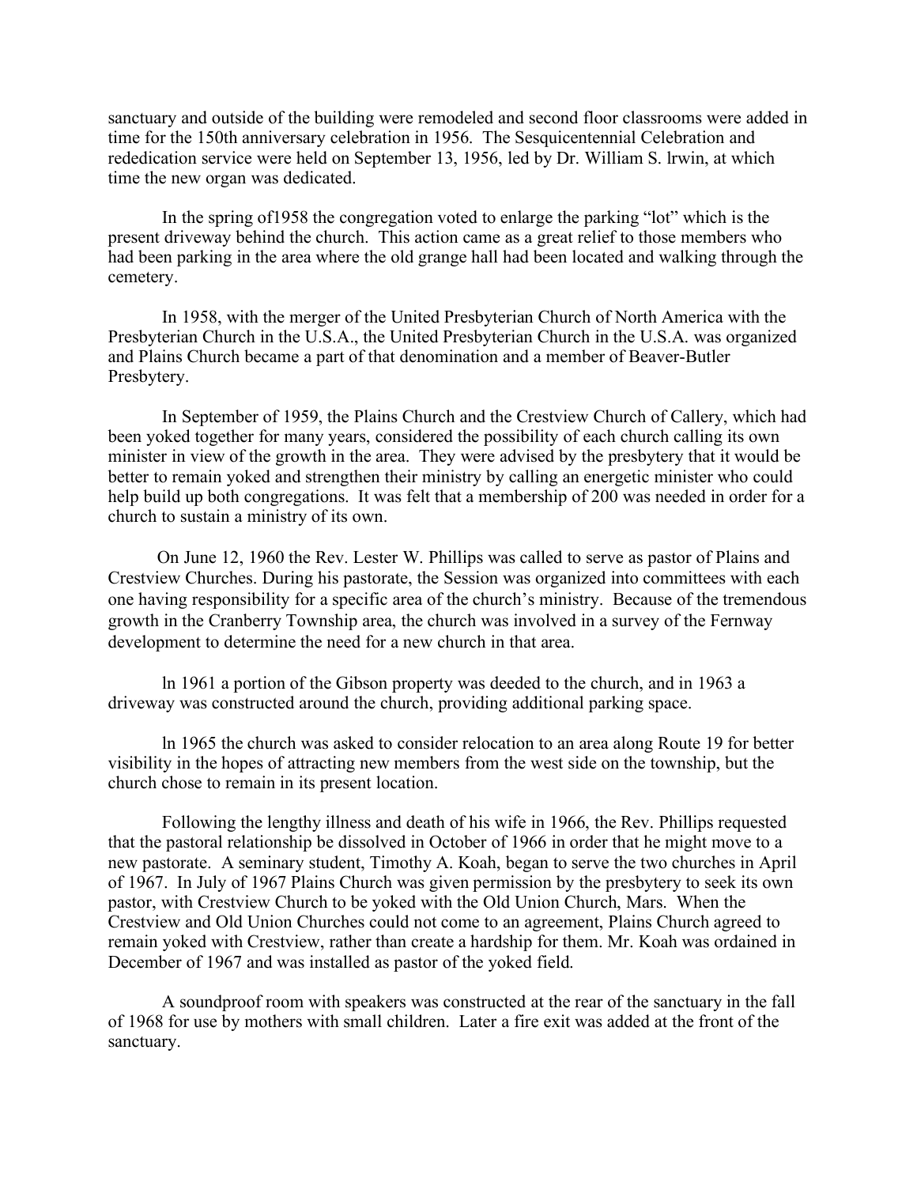sanctuary and outside of the building were remodeled and second floor classrooms were added in time for the 150th anniversary celebration in 1956. The Sesquicentennial Celebration and rededication service were held on September 13, 1956, led by Dr. William S. lrwin, at which time the new organ was dedicated.

In the spring of1958 the congregation voted to enlarge the parking "lot" which is the present driveway behind the church. This action came as a great relief to those members who had been parking in the area where the old grange hall had been located and walking through the cemetery.

In 1958, with the merger of the United Presbyterian Church of North America with the Presbyterian Church in the U.S.A., the United Presbyterian Church in the U.S.A. was organized and Plains Church became a part of that denomination and a member of Beaver-Butler Presbytery.

In September of 1959, the Plains Church and the Crestview Church of Callery, which had been yoked together for many years, considered the possibility of each church calling its own minister in view of the growth in the area. They were advised by the presbytery that it would be better to remain yoked and strengthen their ministry by calling an energetic minister who could help build up both congregations. It was felt that a membership of 200 was needed in order for a church to sustain a ministry of its own.

On June 12, 1960 the Rev. Lester W. Phillips was called to serve as pastor of Plains and Crestview Churches. During his pastorate, the Session was organized into committees with each one having responsibility for a specific area of the church's ministry. Because of the tremendous growth in the Cranberry Township area, the church was involved in a survey of the Fernway development to determine the need for a new church in that area.

ln 1961 a portion of the Gibson property was deeded to the church, and in 1963 a driveway was constructed around the church, providing additional parking space.

ln 1965 the church was asked to consider relocation to an area along Route 19 for better visibility in the hopes of attracting new members from the west side on the township, but the church chose to remain in its present location.

Following the lengthy illness and death of his wife in 1966, the Rev. Phillips requested that the pastoral relationship be dissolved in October of 1966 in order that he might move to a new pastorate. A seminary student, Timothy A. Koah, began to serve the two churches in April of 1967. In July of 1967 Plains Church was given permission by the presbytery to seek its own pastor, with Crestview Church to be yoked with the Old Union Church, Mars. When the Crestview and Old Union Churches could not come to an agreement, Plains Church agreed to remain yoked with Crestview, rather than create a hardship for them. Mr. Koah was ordained in December of 1967 and was installed as pastor of the yoked field.

A soundproof room with speakers was constructed at the rear of the sanctuary in the fall of 1968 for use by mothers with small children. Later a fire exit was added at the front of the sanctuary.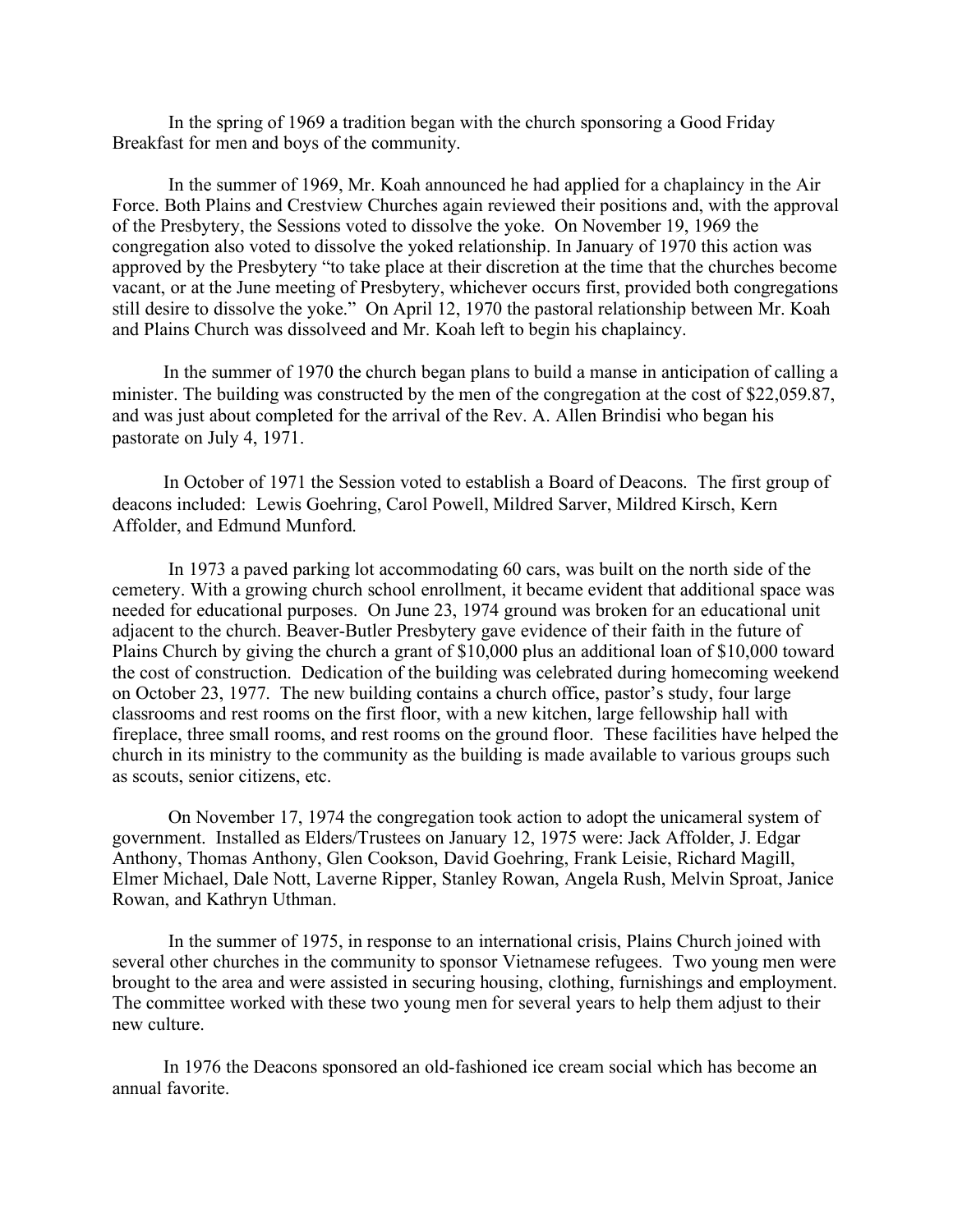In the spring of 1969 a tradition began with the church sponsoring a Good Friday Breakfast for men and boys of the community.

In the summer of 1969, Mr. Koah announced he had applied for a chaplaincy in the Air Force. Both Plains and Crestview Churches again reviewed their positions and, with the approval of the Presbytery, the Sessions voted to dissolve the yoke. On November 19, 1969 the congregation also voted to dissolve the yoked relationship. In January of 1970 this action was approved by the Presbytery "to take place at their discretion at the time that the churches become vacant, or at the June meeting of Presbytery, whichever occurs first, provided both congregations still desire to dissolve the yoke." On April 12, 1970 the pastoral relationship between Mr. Koah and Plains Church was dissolveed and Mr. Koah left to begin his chaplaincy.

In the summer of 1970 the church began plans to build a manse in anticipation of calling a minister. The building was constructed by the men of the congregation at the cost of $22,059.87, and was just about completed for the arrival of the Rev. A. Allen Brindisi who began his pastorate on July 4, 1971.

In October of 1971 the Session voted to establish a Board of Deacons. The first group of deacons included: Lewis Goehring, Carol Powell, Mildred Sarver, Mildred Kirsch, Kern Affolder, and Edmund Munford.

In 1973 a paved parking lot accommodating 60 cars, was built on the north side of the cemetery. With a growing church school enrollment, it became evident that additional space was needed for educational purposes. On June 23, 1974 ground was broken for an educational unit adjacent to the church. Beaver-Butler Presbytery gave evidence of their faith in the future of Plains Church by giving the church a grant of $10,000 plus an additional loan of $10,000 toward the cost of construction. Dedication of the building was celebrated during homecoming weekend on October 23, 1977. The new building contains a church office, pastor's study, four large classrooms and rest rooms on the first floor, with a new kitchen, large fellowship hall with fireplace, three small rooms, and rest rooms on the ground floor. These facilities have helped the church in its ministry to the community as the building is made available to various groups such as scouts, senior citizens, etc.

On November 17, 1974 the congregation took action to adopt the unicameral system of government. Installed as Elders/Trustees on January 12, 1975 were: Jack Affolder, J. Edgar Anthony, Thomas Anthony, Glen Cookson, David Goehring, Frank Leisie, Richard Magill, Elmer Michael, Dale Nott, Laverne Ripper, Stanley Rowan, Angela Rush, Melvin Sproat, Janice Rowan, and Kathryn Uthman.

In the summer of 1975, in response to an international crisis, Plains Church joined with several other churches in the community to sponsor Vietnamese refugees. Two young men were brought to the area and were assisted in securing housing, clothing, furnishings and employment. The committee worked with these two young men for several years to help them adjust to their new culture.

In 1976 the Deacons sponsored an old-fashioned ice cream social which has become an annual favorite.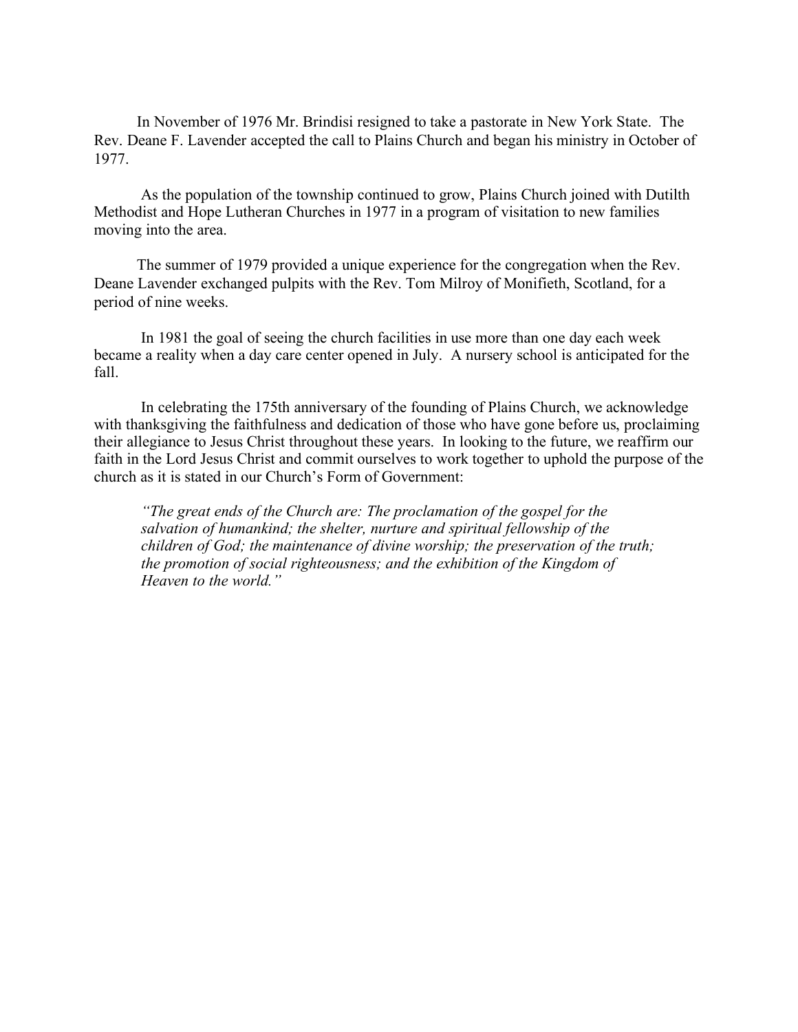In November of 1976 Mr. Brindisi resigned to take a pastorate in New York State. The Rev. Deane F. Lavender accepted the call to Plains Church and began his ministry in October of 1977.

As the population of the township continued to grow, Plains Church joined with Dutilth Methodist and Hope Lutheran Churches in 1977 in a program of visitation to new families moving into the area.

The summer of 1979 provided a unique experience for the congregation when the Rev. Deane Lavender exchanged pulpits with the Rev. Tom Milroy of Monifieth, Scotland, for a period of nine weeks.

In 1981 the goal of seeing the church facilities in use more than one day each week became a reality when a day care center opened in July. A nursery school is anticipated for the fall.

In celebrating the 175th anniversary of the founding of Plains Church, we acknowledge with thanksgiving the faithfulness and dedication of those who have gone before us, proclaiming their allegiance to Jesus Christ throughout these years. In looking to the future, we reaffirm our faith in the Lord Jesus Christ and commit ourselves to work together to uphold the purpose of the church as it is stated in our Church's Form of Government:

> *"The great ends of the Church are: The proclamation of the gospel for the salvation of humankind; the shelter, nurture and spiritual fellowship of the children of God; the maintenance of divine worship; the preservation of the truth; the promotion of social righteousness; and the exhibition of the Kingdom of Heaven to the world."*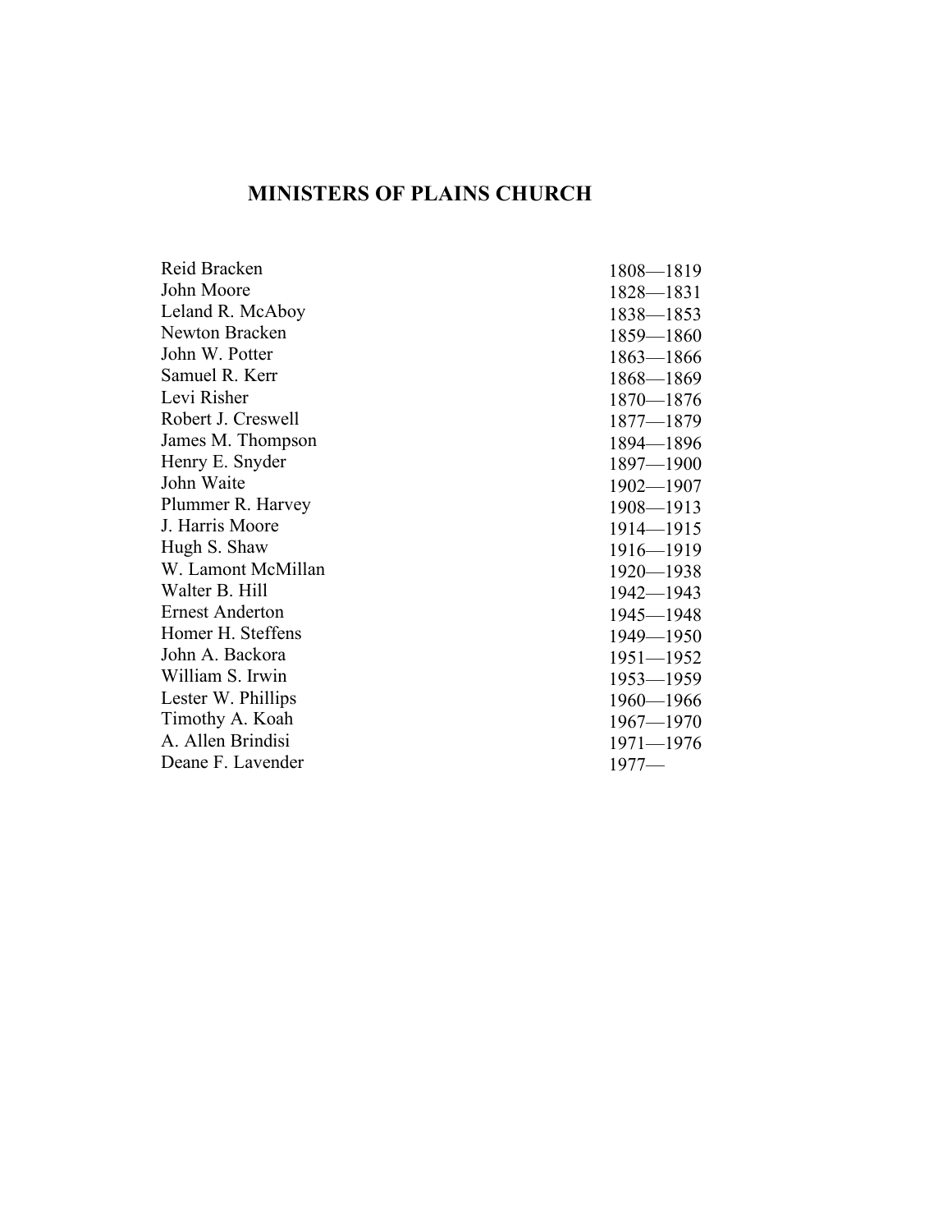# MINISTERS OF PLAINS CHURCH

| | |
|---|---|
| Reid Bracken | 1808—1819 |
| John Moore | 1828—1831 |
| Leland R. McAboy | 1838—1853 |
| Newton Bracken | 1859—1860 |
| John W. Potter | 1863—1866 |
| Samuel R. Kerr | 1868—1869 |
| Levi Risher | 1870—1876 |
| Robert J. Creswell | 1877—1879 |
| James M. Thompson | 1894—1896 |
| Henry E. Snyder | 1897—1900 |
| John Waite | 1902—1907 |
| Plummer R. Harvey | 1908—1913 |
| J. Harris Moore | 1914—1915 |
| Hugh S. Shaw | 1916—1919 |
| W. Lamont McMillan | 1920—1938 |
| Walter B. Hill | 1942—1943 |
| Ernest Anderton | 1945—1948 |
| Homer H. Steffens | 1949—1950 |
| John A. Backora | 1951—1952 |
| William S. Irwin | 1953—1959 |
| Lester W. Phillips | 1960—1966 |
| Timothy A. Koah | 1967—1970 |
| A. Allen Brindisi | 1971—1976 |
| Deane F. Lavender | 1977— |